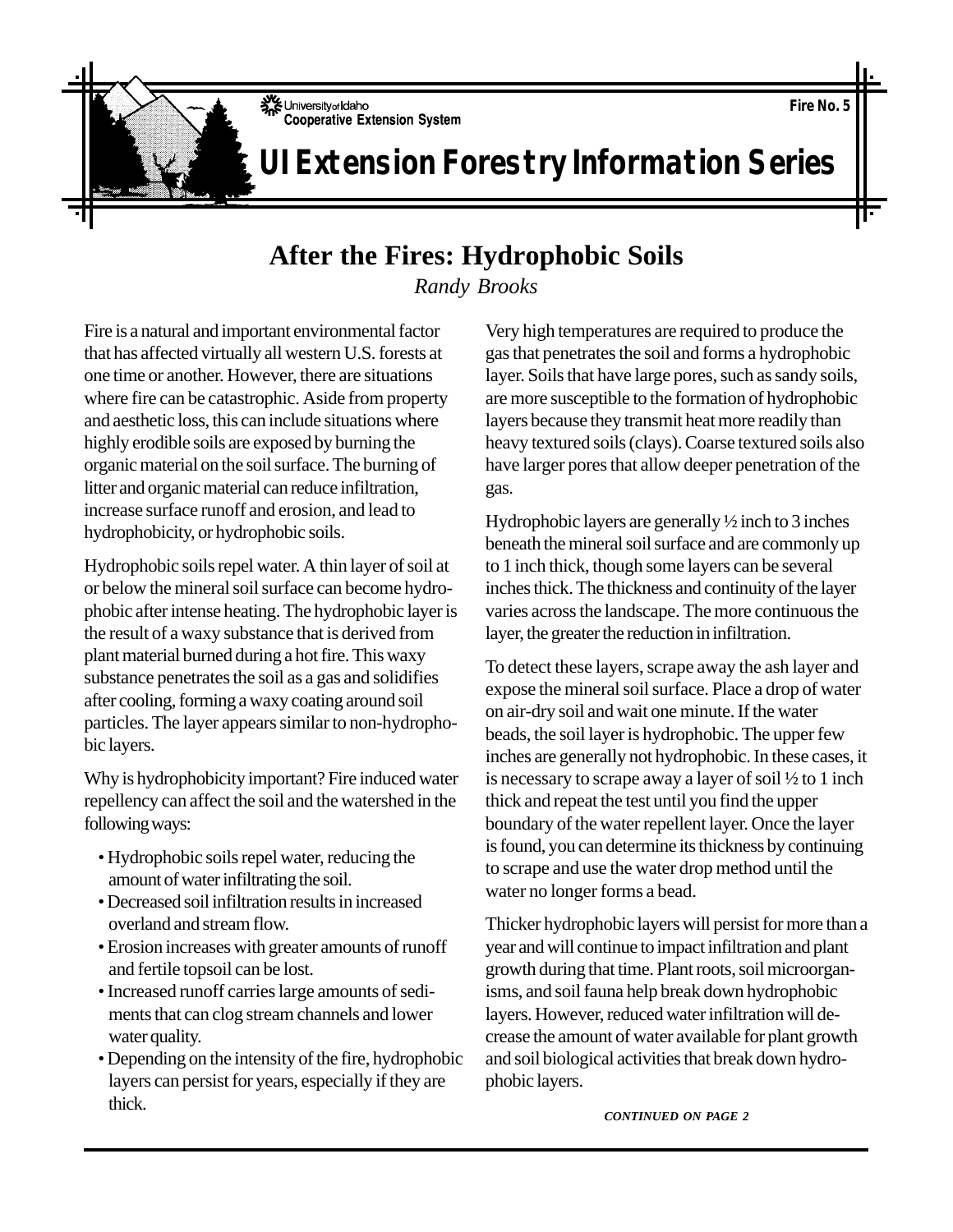University of Idaho
Cooperative Extension System

Fire No. 5

# UI Extension Forestry Information Series

## After the Fires: Hydrophobic Soils

*Randy Brooks*

Fire is a natural and important environmental factor that has affected virtually all western U.S. forests at one time or another. However, there are situations where fire can be catastrophic. Aside from property and aesthetic loss, this can include situations where highly erodible soils are exposed by burning the organic material on the soil surface. The burning of litter and organic material can reduce infiltration, increase surface runoff and erosion, and lead to hydrophobicity, or hydrophobic soils.

Hydrophobic soils repel water. A thin layer of soil at or below the mineral soil surface can become hydrophobic after intense heating. The hydrophobic layer is the result of a waxy substance that is derived from plant material burned during a hot fire. This waxy substance penetrates the soil as a gas and solidifies after cooling, forming a waxy coating around soil particles. The layer appears similar to non-hydrophobic layers.

Why is hydrophobicity important? Fire induced water repellency can affect the soil and the watershed in the following ways:

- Hydrophobic soils repel water, reducing the amount of water infiltrating the soil.
- Decreased soil infiltration results in increased overland and stream flow.
- Erosion increases with greater amounts of runoff and fertile topsoil can be lost.
- Increased runoff carries large amounts of sediments that can clog stream channels and lower water quality.
- Depending on the intensity of the fire, hydrophobic layers can persist for years, especially if they are thick.

Very high temperatures are required to produce the gas that penetrates the soil and forms a hydrophobic layer. Soils that have large pores, such as sandy soils, are more susceptible to the formation of hydrophobic layers because they transmit heat more readily than heavy textured soils (clays). Coarse textured soils also have larger pores that allow deeper penetration of the gas.

Hydrophobic layers are generally ½ inch to 3 inches beneath the mineral soil surface and are commonly up to 1 inch thick, though some layers can be several inches thick. The thickness and continuity of the layer varies across the landscape. The more continuous the layer, the greater the reduction in infiltration.

To detect these layers, scrape away the ash layer and expose the mineral soil surface. Place a drop of water on air-dry soil and wait one minute. If the water beads, the soil layer is hydrophobic. The upper few inches are generally not hydrophobic. In these cases, it is necessary to scrape away a layer of soil ½ to 1 inch thick and repeat the test until you find the upper boundary of the water repellent layer. Once the layer is found, you can determine its thickness by continuing to scrape and use the water drop method until the water no longer forms a bead.

Thicker hydrophobic layers will persist for more than a year and will continue to impact infiltration and plant growth during that time. Plant roots, soil microorganisms, and soil fauna help break down hydrophobic layers. However, reduced water infiltration will decrease the amount of water available for plant growth and soil biological activities that break down hydrophobic layers.

*CONTINUED ON PAGE 2*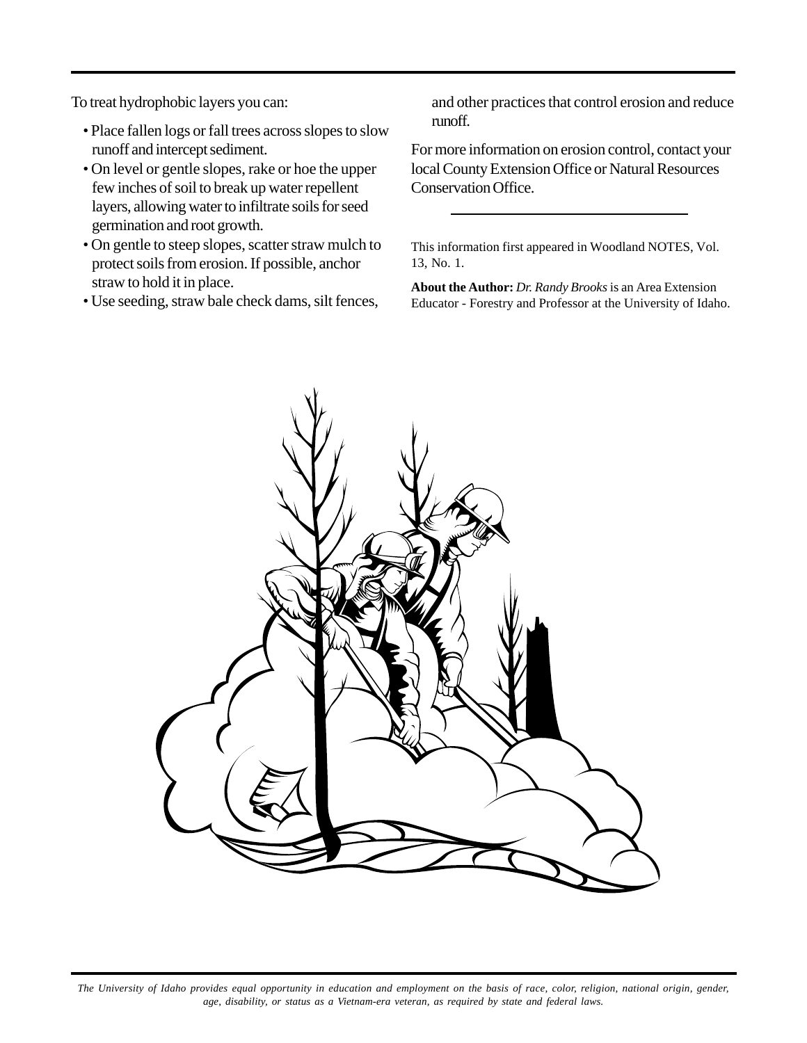To treat hydrophobic layers you can:

- Place fallen logs or fall trees across slopes to slow runoff and intercept sediment.
- On level or gentle slopes, rake or hoe the upper few inches of soil to break up water repellent layers, allowing water to infiltrate soils for seed germination and root growth.
- On gentle to steep slopes, scatter straw mulch to protect soils from erosion. If possible, anchor straw to hold it in place.
- Use seeding, straw bale check dams, silt fences, and other practices that control erosion and reduce runoff.

For more information on erosion control, contact your local County Extension Office or Natural Resources Conservation Office.

---

This information first appeared in Woodland NOTES, Vol. 13, No. 1.

**About the Author:** *Dr. Randy Brooks* is an Area Extension Educator - Forestry and Professor at the University of Idaho.

*The University of Idaho provides equal opportunity in education and employment on the basis of race, color, religion, national origin, gender, age, disability, or status as a Vietnam-era veteran, as required by state and federal laws.*